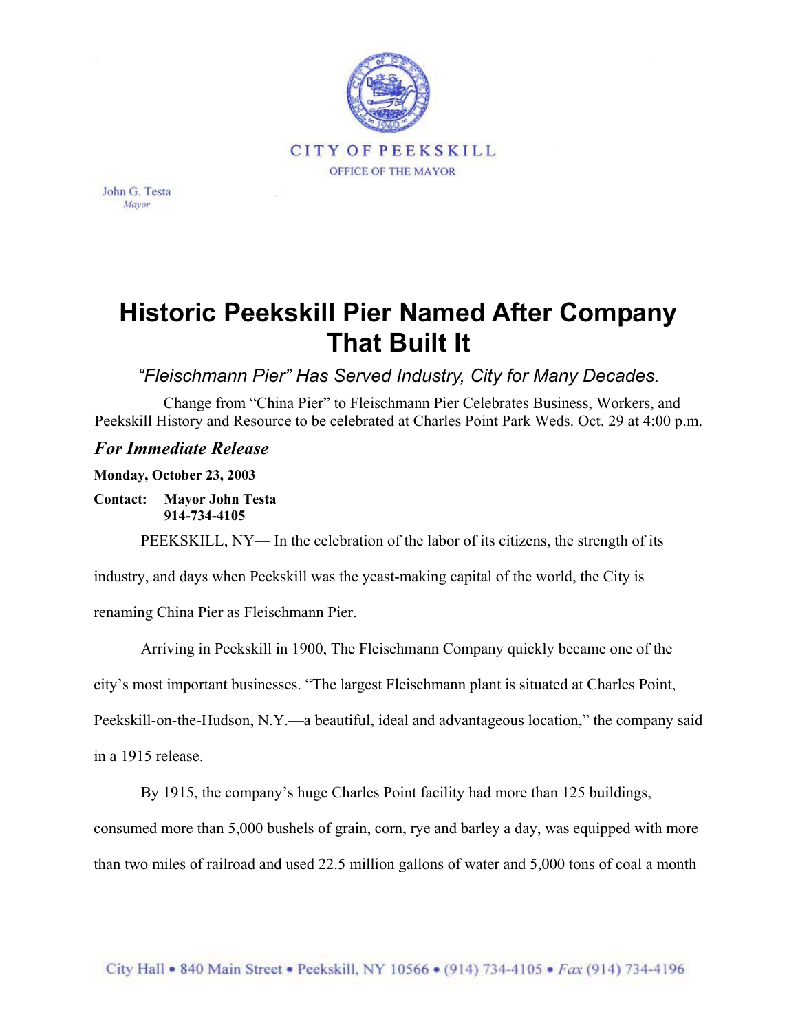CITY OF PEEKSKILL

OFFICE OF THE MAYOR

John G. Testa
*Mayor*

# Historic Peekskill Pier Named After Company That Built It

*"Fleischmann Pier" Has Served Industry, City for Many Decades.*

Change from "China Pier" to Fleischmann Pier Celebrates Business, Workers, and Peekskill History and Resource to be celebrated at Charles Point Park Weds. Oct. 29 at 4:00 p.m.

***For Immediate Release***

**Monday, October 23, 2003**

**Contact: Mayor John Testa**
**914-734-4105**

PEEKSKILL, NY— In the celebration of the labor of its citizens, the strength of its industry, and days when Peekskill was the yeast-making capital of the world, the City is renaming China Pier as Fleischmann Pier.

Arriving in Peekskill in 1900, The Fleischmann Company quickly became one of the city's most important businesses. "The largest Fleischmann plant is situated at Charles Point, Peekskill-on-the-Hudson, N.Y.—a beautiful, ideal and advantageous location," the company said in a 1915 release.

By 1915, the company's huge Charles Point facility had more than 125 buildings, consumed more than 5,000 bushels of grain, corn, rye and barley a day, was equipped with more than two miles of railroad and used 22.5 million gallons of water and 5,000 tons of coal a month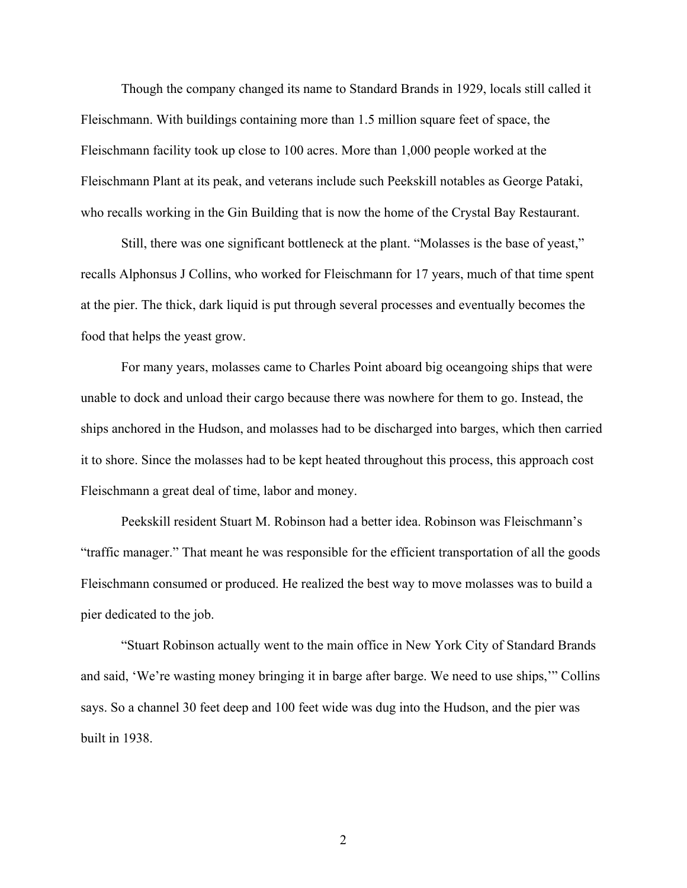Though the company changed its name to Standard Brands in 1929, locals still called it Fleischmann. With buildings containing more than 1.5 million square feet of space, the Fleischmann facility took up close to 100 acres. More than 1,000 people worked at the Fleischmann Plant at its peak, and veterans include such Peekskill notables as George Pataki, who recalls working in the Gin Building that is now the home of the Crystal Bay Restaurant.

Still, there was one significant bottleneck at the plant. "Molasses is the base of yeast," recalls Alphonsus J Collins, who worked for Fleischmann for 17 years, much of that time spent at the pier. The thick, dark liquid is put through several processes and eventually becomes the food that helps the yeast grow.

For many years, molasses came to Charles Point aboard big oceangoing ships that were unable to dock and unload their cargo because there was nowhere for them to go. Instead, the ships anchored in the Hudson, and molasses had to be discharged into barges, which then carried it to shore. Since the molasses had to be kept heated throughout this process, this approach cost Fleischmann a great deal of time, labor and money.

Peekskill resident Stuart M. Robinson had a better idea. Robinson was Fleischmann's "traffic manager." That meant he was responsible for the efficient transportation of all the goods Fleischmann consumed or produced. He realized the best way to move molasses was to build a pier dedicated to the job.

"Stuart Robinson actually went to the main office in New York City of Standard Brands and said, 'We're wasting money bringing it in barge after barge. We need to use ships,'" Collins says. So a channel 30 feet deep and 100 feet wide was dug into the Hudson, and the pier was built in 1938.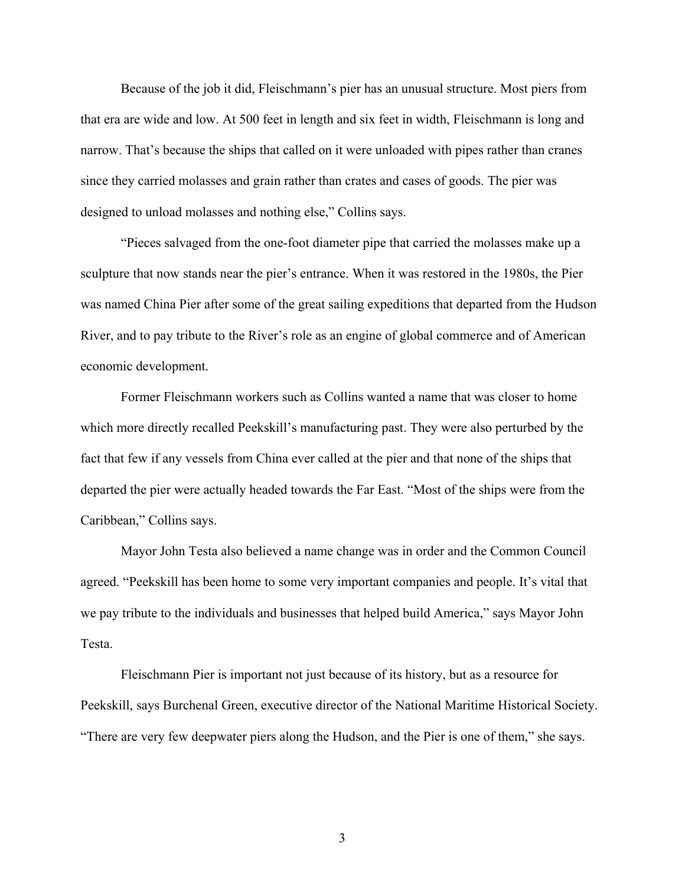Because of the job it did, Fleischmann's pier has an unusual structure. Most piers from that era are wide and low. At 500 feet in length and six feet in width, Fleischmann is long and narrow. That's because the ships that called on it were unloaded with pipes rather than cranes since they carried molasses and grain rather than crates and cases of goods. The pier was designed to unload molasses and nothing else," Collins says.

"Pieces salvaged from the one-foot diameter pipe that carried the molasses make up a sculpture that now stands near the pier's entrance. When it was restored in the 1980s, the Pier was named China Pier after some of the great sailing expeditions that departed from the Hudson River, and to pay tribute to the River's role as an engine of global commerce and of American economic development.

Former Fleischmann workers such as Collins wanted a name that was closer to home which more directly recalled Peekskill's manufacturing past. They were also perturbed by the fact that few if any vessels from China ever called at the pier and that none of the ships that departed the pier were actually headed towards the Far East. "Most of the ships were from the Caribbean," Collins says.

Mayor John Testa also believed a name change was in order and the Common Council agreed. "Peekskill has been home to some very important companies and people. It's vital that we pay tribute to the individuals and businesses that helped build America," says Mayor John Testa.

Fleischmann Pier is important not just because of its history, but as a resource for Peekskill, says Burchenal Green, executive director of the National Maritime Historical Society. "There are very few deepwater piers along the Hudson, and the Pier is one of them," she says.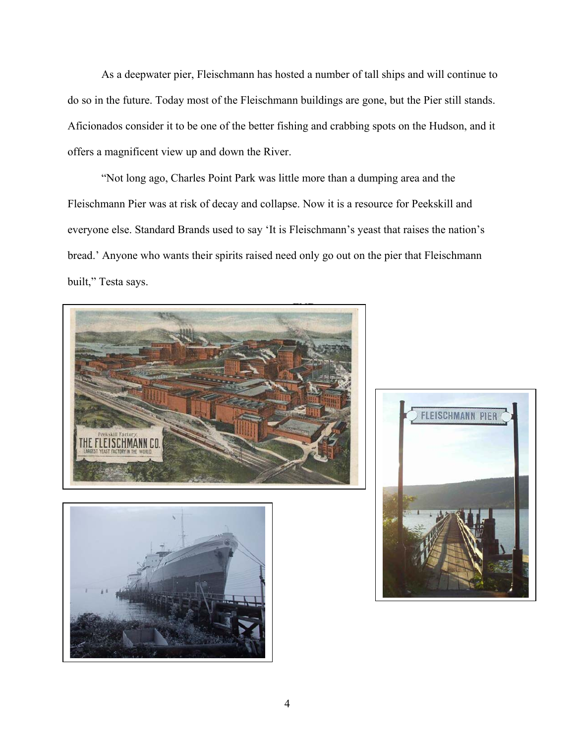As a deepwater pier, Fleischmann has hosted a number of tall ships and will continue to do so in the future. Today most of the Fleischmann buildings are gone, but the Pier still stands. Aficionados consider it to be one of the better fishing and crabbing spots on the Hudson, and it offers a magnificent view up and down the River.

"Not long ago, Charles Point Park was little more than a dumping area and the Fleischmann Pier was at risk of decay and collapse. Now it is a resource for Peekskill and everyone else. Standard Brands used to say 'It is Fleischmann's yeast that raises the nation's bread.' Anyone who wants their spirits raised need only go out on the pier that Fleischmann built," Testa says.